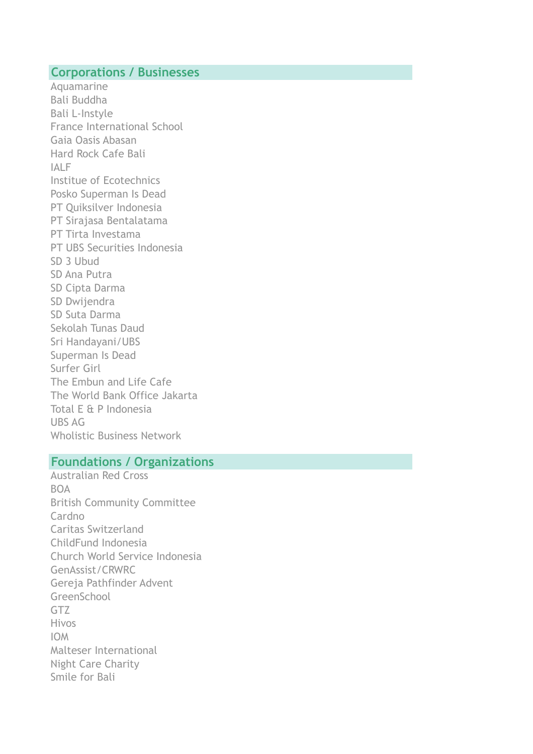## Corporations / Businesses

Aquamarine
Bali Buddha
Bali L-Instyle
France International School
Gaia Oasis Abasan
Hard Rock Cafe Bali
IALF
Institue of Ecotechnics
Posko Superman Is Dead
PT Quiksilver Indonesia
PT Sirajasa Bentalatama
PT Tirta Investama
PT UBS Securities Indonesia
SD 3 Ubud
SD Ana Putra
SD Cipta Darma
SD Dwijendra
SD Suta Darma
Sekolah Tunas Daud
Sri Handayani/UBS
Superman Is Dead
Surfer Girl
The Embun and Life Cafe
The World Bank Office Jakarta
Total E & P Indonesia
UBS AG
Wholistic Business Network

## Foundations / Organizations

Australian Red Cross
BOA
British Community Committee
Cardno
Caritas Switzerland
ChildFund Indonesia
Church World Service Indonesia
GenAssist/CRWRC
Gereja Pathfinder Advent
GreenSchool
GTZ
Hivos
IOM
Malteser International
Night Care Charity
Smile for Bali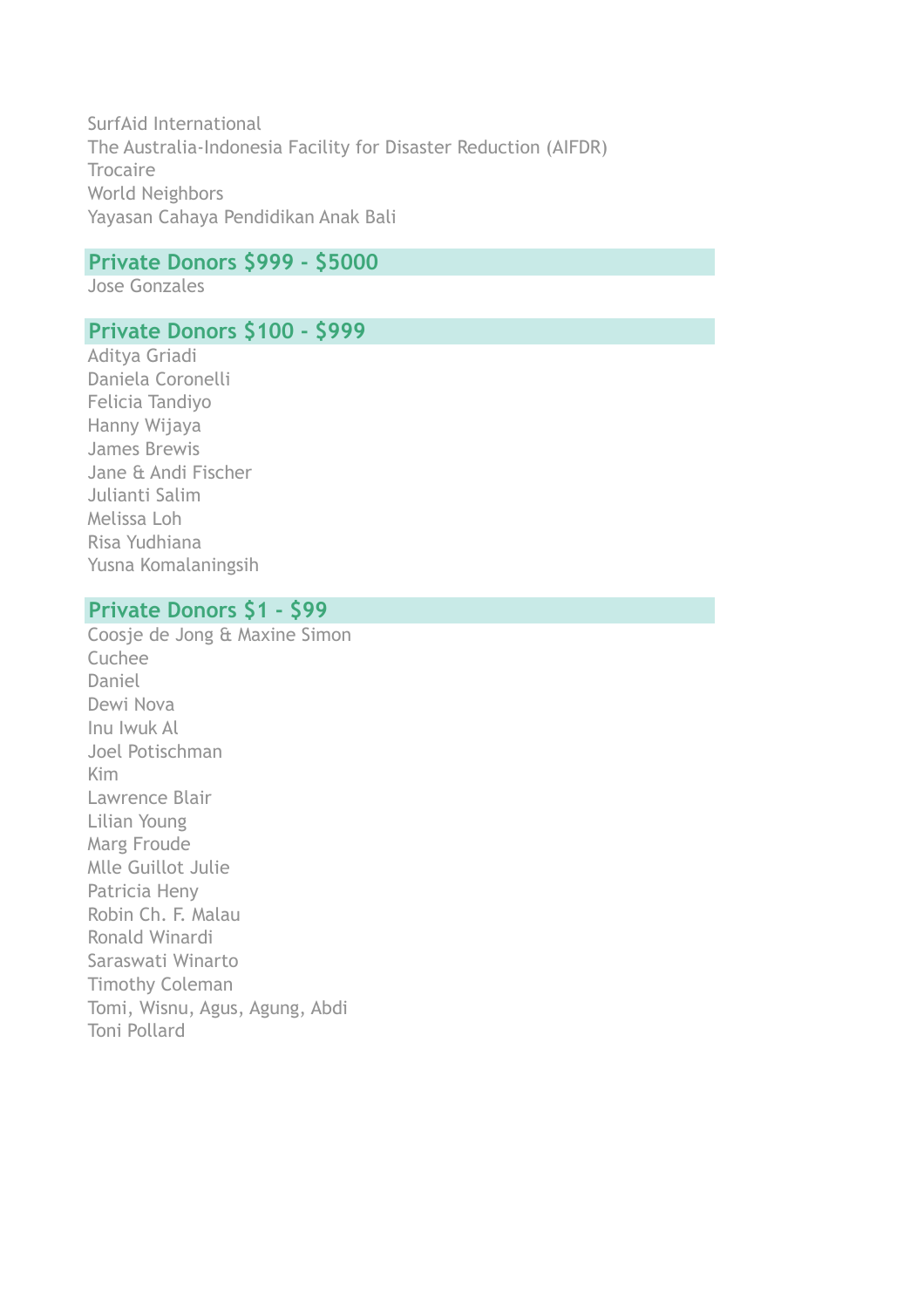SurfAid International
The Australia-Indonesia Facility for Disaster Reduction (AIFDR)
Trocaire
World Neighbors
Yayasan Cahaya Pendidikan Anak Bali

## Private Donors $999 - $5000

Jose Gonzales

## Private Donors $100 - $999

Aditya Griadi
Daniela Coronelli
Felicia Tandiyo
Hanny Wijaya
James Brewis
Jane & Andi Fischer
Julianti Salim
Melissa Loh
Risa Yudhiana
Yusna Komalaningsih

## Private Donors $1 - $99

Coosje de Jong & Maxine Simon
Cuchee
Daniel
Dewi Nova
Inu Iwuk Al
Joel Potischman
Kim
Lawrence Blair
Lilian Young
Marg Froude
Mlle Guillot Julie
Patricia Heny
Robin Ch. F. Malau
Ronald Winardi
Saraswati Winarto
Timothy Coleman
Tomi, Wisnu, Agus, Agung, Abdi
Toni Pollard